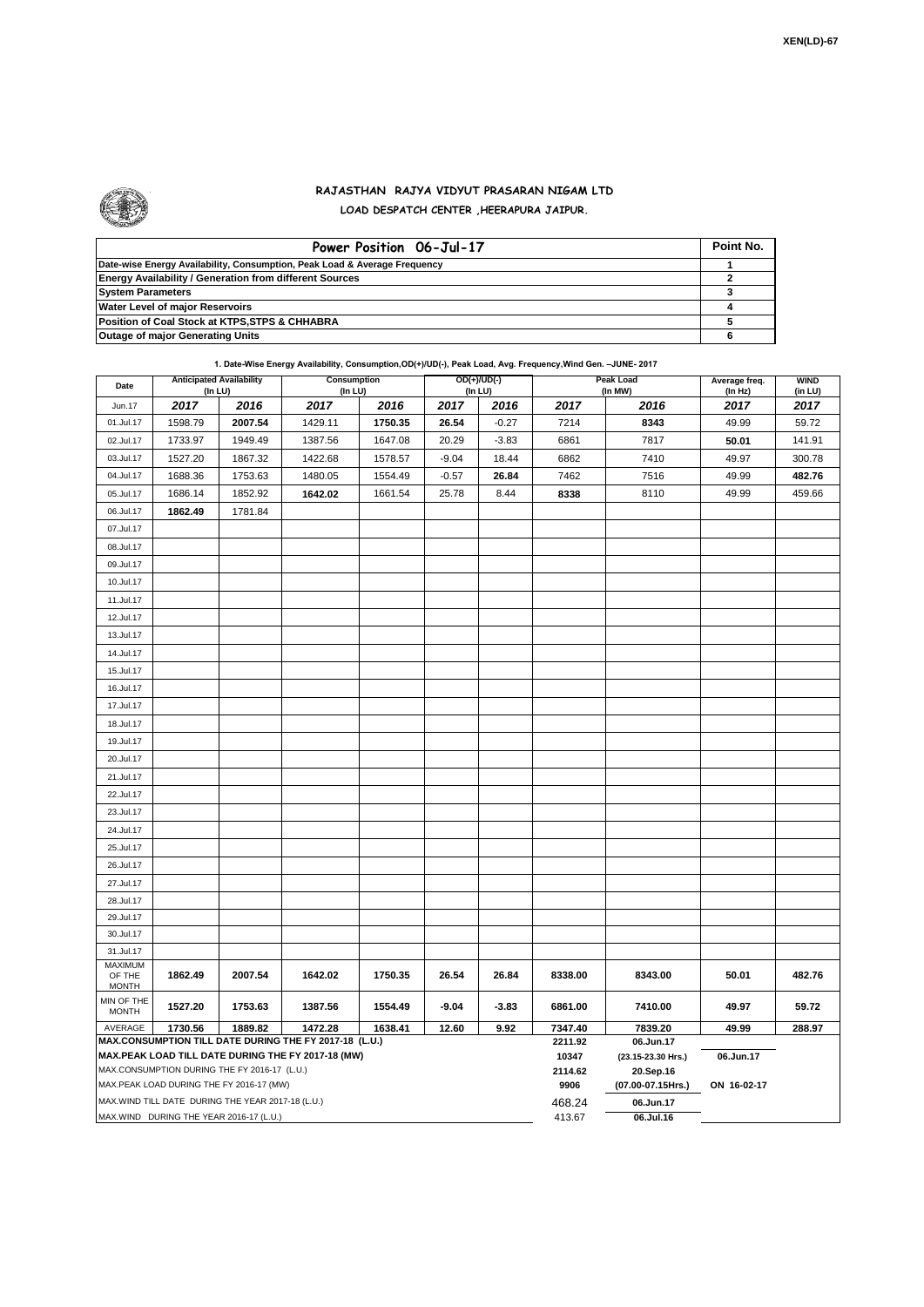XEN(LD)-67

# RAJASTHAN RAJYA VIDYUT PRASARAN NIGAM LTD

## LOAD DESPATCH CENTER ,HEERAPURA JAIPUR.

| Power Position 06-Jul-17 | Point No. |
|---|---|
| Date-wise Energy Availability, Consumption, Peak Load & Average Frequency | 1 |
| Energy Availability / Generation from different Sources | 2 |
| System Parameters | 3 |
| Water Level of major Reservoirs | 4 |
| Position of Coal Stock at KTPS,STPS & CHHABRA | 5 |
| Outage of major Generating Units | 6 |

**1. Date-Wise Energy Availability, Consumption,OD(+)/UD(-), Peak Load, Avg. Frequency,Wind Gen. –JUNE- 2017**

| Date | Anticipated Availability (In LU) | | Consumption (In LU) | | OD(+)/UD(-) (In LU) | | Peak Load (In MW) | | Average freq. (In Hz) | WIND (in LU) |
|---|---|---|---|---|---|---|---|---|---|---|
| Jun.17 | 2017 | 2016 | 2017 | 2016 | 2017 | 2016 | 2017 | 2016 | 2017 | 2017 |
| 01.Jul.17 | 1598.79 | 2007.54 | 1429.11 | 1750.35 | 26.54 | -0.27 | 7214 | 8343 | 49.99 | 59.72 |
| 02.Jul.17 | 1733.97 | 1949.49 | 1387.56 | 1647.08 | 20.29 | -3.83 | 6861 | 7817 | 50.01 | 141.91 |
| 03.Jul.17 | 1527.20 | 1867.32 | 1422.68 | 1578.57 | -9.04 | 18.44 | 6862 | 7410 | 49.97 | 300.78 |
| 04.Jul.17 | 1688.36 | 1753.63 | 1480.05 | 1554.49 | -0.57 | 26.84 | 7462 | 7516 | 49.99 | 482.76 |
| 05.Jul.17 | 1686.14 | 1852.92 | 1642.02 | 1661.54 | 25.78 | 8.44 | 8338 | 8110 | 49.99 | 459.66 |
| 06.Jul.17 | 1862.49 | 1781.84 | | | | | | | | |
| 07.Jul.17 | | | | | | | | | | |
| 08.Jul.17 | | | | | | | | | | |
| 09.Jul.17 | | | | | | | | | | |
| 10.Jul.17 | | | | | | | | | | |
| 11.Jul.17 | | | | | | | | | | |
| 12.Jul.17 | | | | | | | | | | |
| 13.Jul.17 | | | | | | | | | | |
| 14.Jul.17 | | | | | | | | | | |
| 15.Jul.17 | | | | | | | | | | |
| 16.Jul.17 | | | | | | | | | | |
| 17.Jul.17 | | | | | | | | | | |
| 18.Jul.17 | | | | | | | | | | |
| 19.Jul.17 | | | | | | | | | | |
| 20.Jul.17 | | | | | | | | | | |
| 21.Jul.17 | | | | | | | | | | |
| 22.Jul.17 | | | | | | | | | | |
| 23.Jul.17 | | | | | | | | | | |
| 24.Jul.17 | | | | | | | | | | |
| 25.Jul.17 | | | | | | | | | | |
| 26.Jul.17 | | | | | | | | | | |
| 27.Jul.17 | | | | | | | | | | |
| 28.Jul.17 | | | | | | | | | | |
| 29.Jul.17 | | | | | | | | | | |
| 30.Jul.17 | | | | | | | | | | |
| 31.Jul.17 | | | | | | | | | | |
| MAXIMUM OF THE MONTH | 1862.49 | 2007.54 | 1642.02 | 1750.35 | 26.54 | 26.84 | 8338.00 | 8343.00 | 50.01 | 482.76 |
| MIN OF THE MONTH | 1527.20 | 1753.63 | 1387.56 | 1554.49 | -9.04 | -3.83 | 6861.00 | 7410.00 | 49.97 | 59.72 |
| AVERAGE | 1730.56 | 1889.82 | 1472.28 | 1638.41 | 12.60 | 9.92 | 7347.40 | 7839.20 | 49.99 | 288.97 |
| MAX.CONSUMPTION TILL DATE DURING THE FY 2017-18 (L.U.) | | | | | | | 2211.92 | 06.Jun.17 | | |
| MAX.PEAK LOAD TILL DATE DURING THE FY 2017-18 (MW) | | | | | | | 10347 | (23.15-23.30 Hrs.) | 06.Jun.17 | |
| MAX.CONSUMPTION DURING THE FY 2016-17 (L.U.) | | | | | | | 2114.62 | 20.Sep.16 | | |
| MAX.PEAK LOAD DURING THE FY 2016-17 (MW) | | | | | | | 9906 | (07.00-07.15Hrs.) | ON 16-02-17 | |
| MAX.WIND TILL DATE DURING THE YEAR 2017-18 (L.U.) | | | | | | | 468.24 | 06.Jun.17 | | |
| MAX.WIND DURING THE YEAR 2016-17 (L.U.) | | | | | | | 413.67 | 06.Jul.16 | | |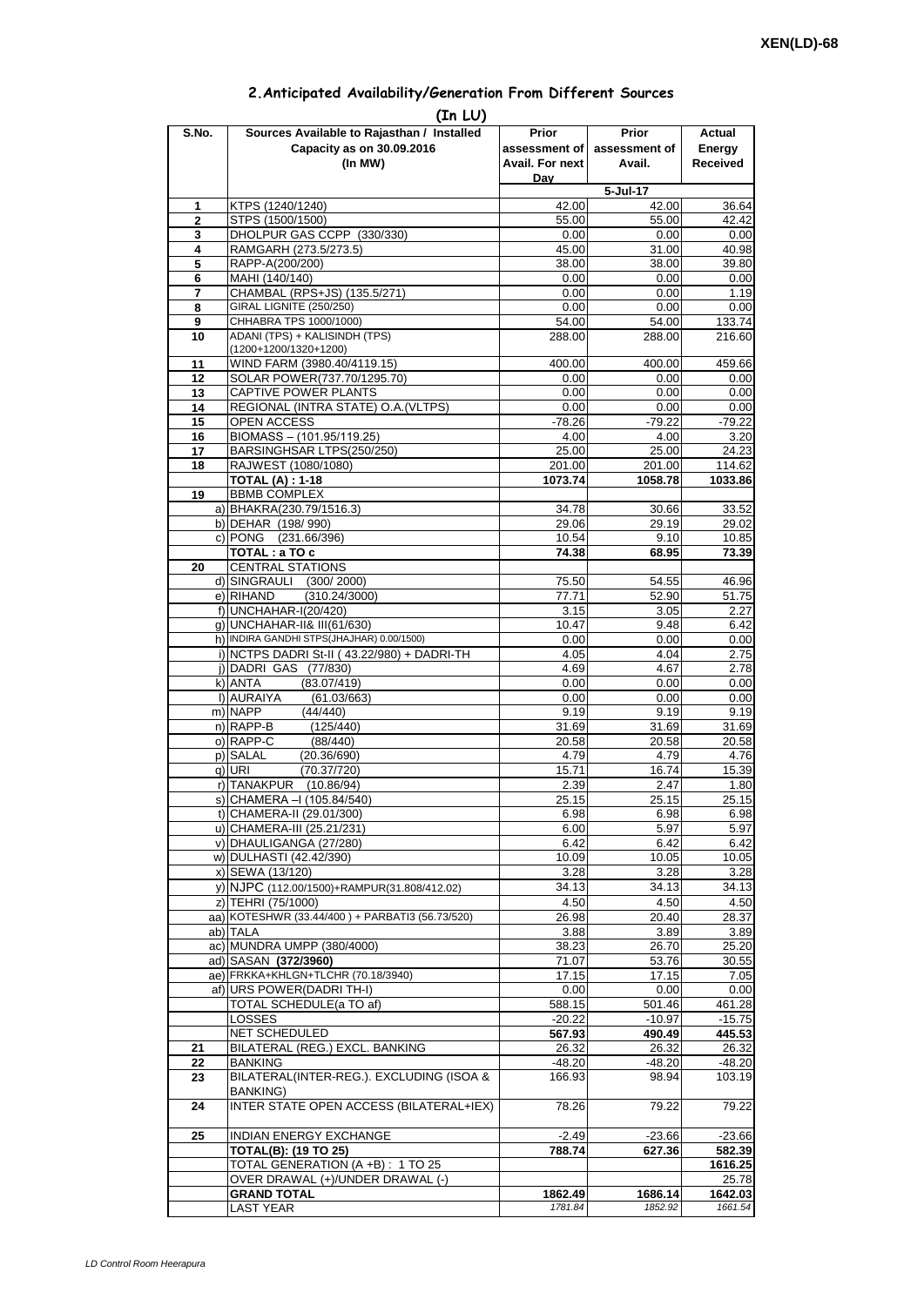XEN(LD)-68

## 2.Anticipated Availability/Generation From Different Sources

(In LU)

| S.No. | Sources Available to Rajasthan / Installed Capacity as on 30.09.2016 (In MW) | Prior assessment of Avail. For next Day | Prior assessment of Avail. | Actual Energy Received |
|---|---|---|---|---|
| | | | 5-Jul-17 | |
| 1 | KTPS (1240/1240) | 42.00 | 42.00 | 36.64 |
| 2 | STPS (1500/1500) | 55.00 | 55.00 | 42.42 |
| 3 | DHOLPUR GAS CCPP (330/330) | 0.00 | 0.00 | 0.00 |
| 4 | RAMGARH (273.5/273.5) | 45.00 | 31.00 | 40.98 |
| 5 | RAPP-A(200/200) | 38.00 | 38.00 | 39.80 |
| 6 | MAHI (140/140) | 0.00 | 0.00 | 0.00 |
| 7 | CHAMBAL (RPS+JS) (135.5/271) | 0.00 | 0.00 | 1.19 |
| 8 | GIRAL LIGNITE (250/250) | 0.00 | 0.00 | 0.00 |
| 9 | CHHABRA TPS 1000/1000) | 54.00 | 54.00 | 133.74 |
| 10 | ADANI (TPS) + KALISINDH (TPS) (1200+1200/1320+1200) | 288.00 | 288.00 | 216.60 |
| 11 | WIND FARM (3980.40/4119.15) | 400.00 | 400.00 | 459.66 |
| 12 | SOLAR POWER(737.70/1295.70) | 0.00 | 0.00 | 0.00 |
| 13 | CAPTIVE POWER PLANTS | 0.00 | 0.00 | 0.00 |
| 14 | REGIONAL (INTRA STATE) O.A.(VLTPS) | 0.00 | 0.00 | 0.00 |
| 15 | OPEN ACCESS | -78.26 | -79.22 | -79.22 |
| 16 | BIOMASS – (101.95/119.25) | 4.00 | 4.00 | 3.20 |
| 17 | BARSINGHSAR LTPS(250/250) | 25.00 | 25.00 | 24.23 |
| 18 | RAJWEST (1080/1080) | 201.00 | 201.00 | 114.62 |
| | **TOTAL (A) : 1-18** | **1073.74** | **1058.78** | **1033.86** |
| 19 | BBMB COMPLEX | | | |
| | a) BHAKRA(230.79/1516.3) | 34.78 | 30.66 | 33.52 |
| | b) DEHAR (198/ 990) | 29.06 | 29.19 | 29.02 |
| | c) PONG (231.66/396) | 10.54 | 9.10 | 10.85 |
| | **TOTAL : a TO c** | **74.38** | **68.95** | **73.39** |
| 20 | CENTRAL STATIONS | | | |
| | d) SINGRAULI (300/ 2000) | 75.50 | 54.55 | 46.96 |
| | e) RIHAND (310.24/3000) | 77.71 | 52.90 | 51.75 |
| | f) UNCHAHAR-I(20/420) | 3.15 | 3.05 | 2.27 |
| | g) UNCHAHAR-II& III(61/630) | 10.47 | 9.48 | 6.42 |
| | h) INDIRA GANDHI STPS(JHAJHAR) 0.00/1500) | 0.00 | 0.00 | 0.00 |
| | i) NCTPS DADRI St-II ( 43.22/980) + DADRI-TH | 4.05 | 4.04 | 2.75 |
| | j) DADRI GAS (77/830) | 4.69 | 4.67 | 2.78 |
| | k) ANTA (83.07/419) | 0.00 | 0.00 | 0.00 |
| | l) AURAIYA (61.03/663) | 0.00 | 0.00 | 0.00 |
| | m) NAPP (44/440) | 9.19 | 9.19 | 9.19 |
| | n) RAPP-B (125/440) | 31.69 | 31.69 | 31.69 |
| | o) RAPP-C (88/440) | 20.58 | 20.58 | 20.58 |
| | p) SALAL (20.36/690) | 4.79 | 4.79 | 4.76 |
| | q) URI (70.37/720) | 15.71 | 16.74 | 15.39 |
| | r) TANAKPUR (10.86/94) | 2.39 | 2.47 | 1.80 |
| | s) CHAMERA –I (105.84/540) | 25.15 | 25.15 | 25.15 |
| | t) CHAMERA-II (29.01/300) | 6.98 | 6.98 | 6.98 |
| | u) CHAMERA-III (25.21/231) | 6.00 | 5.97 | 5.97 |
| | v) DHAULIGANGA (27/280) | 6.42 | 6.42 | 6.42 |
| | w) DULHASTI (42.42/390) | 10.09 | 10.05 | 10.05 |
| | x) SEWA (13/120) | 3.28 | 3.28 | 3.28 |
| | y) NJPC (112.00/1500)+RAMPUR(31.808/412.02) | 34.13 | 34.13 | 34.13 |
| | z) TEHRI (75/1000) | 4.50 | 4.50 | 4.50 |
| | aa) KOTESHWR (33.44/400 ) + PARBATI3 (56.73/520) | 26.98 | 20.40 | 28.37 |
| | ab) TALA | 3.88 | 3.89 | 3.89 |
| | ac) MUNDRA UMPP (380/4000) | 38.23 | 26.70 | 25.20 |
| | ad) SASAN **(372/3960)** | 71.07 | 53.76 | 30.55 |
| | ae) FRKKA+KHLGN+TLCHR (70.18/3940) | 17.15 | 17.15 | 7.05 |
| | af) URS POWER(DADRI TH-I) | 0.00 | 0.00 | 0.00 |
| | TOTAL SCHEDULE(a TO af) | 588.15 | 501.46 | 461.28 |
| | LOSSES | -20.22 | -10.97 | -15.75 |
| | NET SCHEDULED | **567.93** | **490.49** | **445.53** |
| 21 | BILATERAL (REG.) EXCL. BANKING | 26.32 | 26.32 | 26.32 |
| 22 | BANKING | -48.20 | -48.20 | -48.20 |
| 23 | BILATERAL(INTER-REG.). EXCLUDING (ISOA & BANKING) | 166.93 | 98.94 | 103.19 |
| 24 | INTER STATE OPEN ACCESS (BILATERAL+IEX) | 78.26 | 79.22 | 79.22 |
| 25 | INDIAN ENERGY EXCHANGE | -2.49 | -23.66 | -23.66 |
| | **TOTAL(B): (19 TO 25)** | **788.74** | **627.36** | **582.39** |
| | TOTAL GENERATION (A +B) : 1 TO 25 | | | **1616.25** |
| | OVER DRAWAL (+)/UNDER DRAWAL (-) | | | 25.78 |
| | **GRAND TOTAL** | **1862.49** | **1686.14** | **1642.03** |
| | LAST YEAR | *1781.84* | *1852.92* | *1661.54* |

*LD Control Room Heerapura*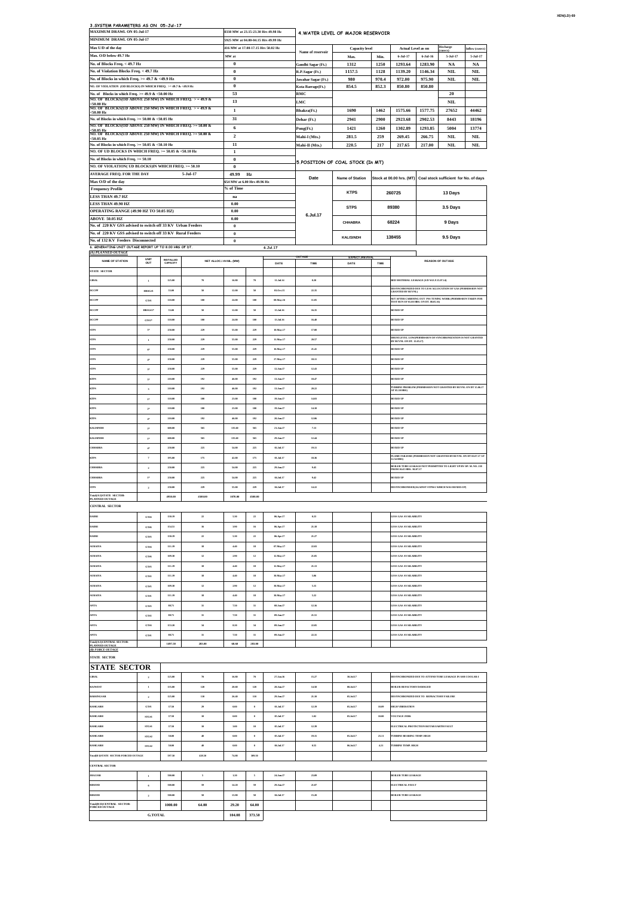## 3. SYSTEM PARAMETERS AS ON 05-Jul-17

| | |
|---|---|
| MAXIMUM DRAWL ON 05-Jul-17 | 8338 MW at 23.15-23.30 Hrs 49.98 Hz |
| MINIMUM DRAWL ON 05-Jul-17 | 5925 MW at 04.00-04.15 Hrs 49.99 Hz |
| Max U/D of the day | 416 MW at 17.00-17.15 Hrs 50.02 Hz |
| Max. O/D below 49.7 Hz | MW at |
| No. of Blocks Freq. < 49.7 Hz | 0 |
| No. of Violation Blocks Freq. < 49.7 Hz | 0 |
| No. of Blocks in which Freq. >= 49.7 & <49.9 Hz | 0 |
| NO. OF VIOLATION (OD BLOCKS) IN WHICH FREQ. >= 49.7 & <49.9 Hz | 0 |
| No. of Blocks in which Freq. >= 49.9 & <50.00 Hz | 53 |
| NO. OF BLOCKS(OD ABOVE 250 MW) IN WHICH FREQ. >= 49.9 & <50.00 Hz | 13 |
| NO. OF BLOCKS(UD ABOVE 250 MW) IN WHICH FREQ. >= 49.9 & <50.00 Hz | 1 |
| No. of Blocks in which Freq. >= 50.00 & <50.05 Hz | 31 |
| NO. OF BLOCKS(OD ABOVE 250 MW) IN WHICH FREQ. >= 50.00 & <50.05 Hz | 6 |
| NO. OF BLOCKS(UD ABOVE 250 MW) IN WHICH FREQ. >= 50.00 & <50.05 Hz | 2 |
| No. of Blocks in which Freq. >= 50.05 & <50.10 Hz | 11 |
| NO. OF UD BLOCKS IN WHICH FREQ. >= 50.05 & <50.10 Hz | 1 |
| No. of Blocks in which Freq. >= 50.10 | 0 |
| NO. OF VIOLATION( UD BLOCKS)IN WHICH FREQ. >= 50.10 | 0 |
| AVERAGE FREQ. FOR THE DAY 5-Jul-17 | 49.99 Hz |
| Max O/D of the day | 654 MW at 6.00 Hrs 49.96 Hz |
| Frequency Profile | % of Time |
| LESS THAN 49.7 HZ | 0.00 |
| LESS THAN 49.90 HZ | 0.00 |
| OPERATING RANGE (49.90 HZ TO 50.05 HZ) | 0.00 |
| ABOVE 50.05 HZ | 0.00 |
| No. of 220 KV GSS advised to switch off 33 KV Urban Feeders | 0 |
| No. of 220 KV GSS advised to switch off 33 KV Rural Feeders | 0 |
| No. of 132 KV Feeders Disconnected | 0 |

## 4. WATER LEVEL OF MAJOR RESERVOIR

| Name of reservoir | Capacity level Max. | Capacity level Min. | Actual Level as on 6-Jul-17 | Actual Level as on 6-Jul-16 | Discharge (cusecs) 5-Jul-17 | Inflow (cusecs) |
|---|---|---|---|---|---|---|
| Gandhi Sagar (Ft.) | 1312 | 1250 | 1293.64 | 1283.90 | NA | NA |
| R.P.Sagar (Ft.) | 1157.5 | 1128 | 1139.20 | 1146.34 | NIL | NIL |
| Jawahar Sagar (Ft.) | 980 | 970.4 | 972.00 | 975.90 | NIL | NIL |
| Kota Barrage(Ft.) | 854.5 | 852.3 | 850.80 | 850.80 | | |
| RMC | | | | | 20 | |
| LMC | | | | | NIL | |
| Bhakra(Ft.) | 1690 | 1462 | 1575.66 | 1577.75 | 27652 | 44462 |
| Dehar (Ft.) | 2941 | 2900 | 2923.68 | 2902.53 | 8443 | 18196 |
| Pong(Ft.) | 1421 | 1260 | 1302.89 | 1293.85 | 5004 | 13774 |
| Mahi-I (Mts.) | 281.5 | 259 | 269.45 | 266.75 | NIL | NIL |
| Mahi-II (Mts.) | 220.5 | 217 | 217.65 | 217.00 | NIL | NIL |

## 5 POSITION OF COAL STOCK (In MT)

| Date | Name of Station | Stock at 00.00 hrs. (MT) | Coal stock sufficient for No. of days |
|---|---|---|---|
| 6.Jul.17 | KTPS | 260725 | 13 Days |
| | STPS | 89380 | 3.5 Days |
| | CHHABRA | 68224 | 9 Days |
| | KALISINDH | 138455 | 9.5 Days |

## 6. GENERATING UNIT OUTAGE REPORT UP TO 8.00 HRS OF DT. 6.Jul.17

### (A) PLANNED OUTAGE

| NAME OF STATION | UNIT OUT | INSTALLED CAPACITY | NET ALLOC./ AVAIL. (MW) | | | OUTAGE DATE | OUTAGE TIME | EXPECT.REVIVAL DATE | EXPECT.REVIVAL TIME | REASON OF OUTAGE |
|---|---|---|---|---|---|---|---|---|---|---|
| STATE SECTOR | | | | | | | | | | |
| GIRAL | 1 | 125.00 | 70 | 16.80 | 70 | 11.Jul.14 | 8.20 | | | BED MATERIAL LEAKAGE (S/D W.E.F.15.07.14) |
| DCCPP | ;RSS(GT | 55.00 | 50 | 12.00 | 50 | 03.Oct.15 | 22.33 | | | DESYNCHRONIZED DUE TO LESS ALLOCATION OF GAS (PERMISSION NOT GRANTED BY RUVNL) |
| DCCPP | GT#1 | 110.00 | 100 | 24.00 | 100 | 08.May.16 | 11.03 | | | S/UT AFTER CARRYING OUT PSS TUNING WORK (PERMISSION TAKEN FOR TEST RUN UP 03.00 HRS. ON DT. 08.05.16) |
| DCCPP | RSS(G)* | 55.00 | 50 | 12.00 | 50 | 13.Jul.16 | 16.35 | | | BOXED UP |
| DCCPP | GT#2* | 110.00 | 100 | 24.00 | 100 | 13.Jul.16 | 16.40 | | | BOXED UP |
| STPS | 5* | 250.00 | 229 | 55.00 | 229 | 16.May.17 | 17.08 | | | BOXED UP |
| STPS | 1 | 250.00 | 229 | 55.00 | 229 | 11.May.17 | 20.57 | | | DRUM LEVEL LOW(PERMISSION OF SYNCHRONIZATION IS NOT GRANTED BY RUVNL ON DT. 15.05.17) |
| STPS | 6* | 250.00 | 229 | 55.00 | 229 | 16.May.17 | 25.41 | | | BOXED UP |
| STPS | 4* | 250.00 | 229 | 55.00 | 229 | 27.May.17 | 18.21 | | | BOXED UP |
| STPS | 3* | 250.00 | 229 | 55.00 | 229 | 12.Jun.17 | 12.43 | | | BOXED UP |
| KTPS | 5* | 210.00 | 192 | 46.00 | 192 | 13.Jun.17 | 18.47 | | | BOXED UP |
| KTPS | 6 | 210.00 | 192 | 46.00 | 192 | 13.Jun.17 | 20.22 | | | TURBINE PROBLEM (PERMISSION NOT GRANTED BY RUVNL ON DT 15.06.17 AT 05.10 HRS) |
| KTPS | 1* | 110.00 | 100 | 23.00 | 100 | 19.Jun.17 | 14.03 | | | BOXED UP |
| KTPS | 2* | 110.00 | 100 | 23.00 | 100 | 19.Jun.17 | 14.18 | | | BOXED UP |
| KTPS | 4* | 210.00 | 192 | 46.00 | 192 | 20.Jun.17 | 12.08 | | | BOXED UP |
| KALISINDH | 2* | 600.00 | 565 | 135.60 | 565 | 21.Jun.17 | 7.13 | | | BOXED UP |
| KALISINDH | 1* | 600.00 | 565 | 135.60 | 565 | 29.Jun.17 | 12.44 | | | BOXED UP |
| CHHABRA | 4* | 250.00 | 225 | 54.00 | 225 | 02.Jul.17 | 19.15 | | | BOXED UP |
| KTPS | 7 | 195.00 | 175 | 42.00 | 175 | 04.Jul.17 | 10.36 | | | FLAME FAILURE (PERMISSION NOT GRANTED BY RUVNL ON DT 05.07.17 AT 12.54 HRS) |
| CHHABRA | 1 | 250.00 | 225 | 54.00 | 225 | 29.Jun.17 | 9.45 | | | BOILER TUBE LEAKAGE(NOT PERMITTED TO LIGHT UP BY OP. M. NO. 258 FROM 16.45 HRS. 02.07.17 |
| CHHABRA | 1* | 250.00 | 225 | 54.00 | 225 | 04.Jul.17 | 9.42 | | | BOXED UP |
| STPS | 2 | 250.00 | 229 | 55.00 | 229 | 04.Jul.17 | 14.22 | | | DESYNCHRONIZED(AGAINST STPS#1 WHICH WAS BOXED UP) |
| Total(A1)STATE SECTOR-PLANNED OUTAGE | | 4950.00 | 4509.00 | 1070.88 | 4500.00 | | | | | |
| CENTRAL SECTOR | | | | | | | | | | |
| DADRI | GT#6 | 130.19 | 22 | 5.30 | 22 | 06.Apr.17 | 8.23 | | | LESS GAS AVAILABILITY |
| DADRI | GT#5 | 154.51 | 16 | 3.90 | 16 | 06.Apr.17 | 21.18 | | | LESS GAS AVAILABILITY |
| DADRI | GT#3 | 130.19 | 22 | 5.30 | 22 | 06.Apr.17 | 21.27 | | | LESS GAS AVAILABILITY |
| AURAIYA | GT#4 | 111.19 | 18 | 4.40 | 18 | 07.May.17 | 22.03 | | | LESS GAS AVAILABILITY |
| AURAIYA | GT#6 | 109.30 | 12 | 2.90 | 12 | 12.May.17 | 21.05 | | | LESS GAS AVAILABILITY |
| AURAIYA | GT#3 | 111.19 | 18 | 4.40 | 18 | 12.May.17 | 21.13 | | | LESS GAS AVAILABILITY |
| AURAIYA | GT#1 | 111.19 | 18 | 4.40 | 18 | 30.May.17 | 5.06 | | | LESS GAS AVAILABILITY |
| AURAIYA | GT#5 | 109.30 | 12 | 2.90 | 12 | 30.May.17 | 5.15 | | | LESS GAS AVAILABILITY |
| AURAIYA | GT#1 | 111.19 | 18 | 4.40 | 18 | 30.May.17 | 5.22 | | | LESS GAS AVAILABILITY |
| ANTA | GT#3 | 88.71 | 31 | 7.50 | 31 | 08.Jun.17 | 12.16 | | | LESS GAS AVAILABILITY |
| ANTA | GT#2 | 88.71 | 31 | 7.50 | 31 | 09.Jun.17 | 21.51 | | | LESS GAS AVAILABILITY |
| ANTA | GT#4 | 153.20 | 34 | 8.20 | 34 | 09.Jun.17 | 22.03 | | | LESS GAS AVAILABILITY |
| ANTA | GT#1 | 88.71 | 31 | 7.50 | 31 | 09.Jun.17 | 22.21 | | | LESS GAS AVAILABILITY |
| Total(A2)CENTRAL SECTOR-PLANNED OUTAGE | | 1497.50 | 283.00 | 68.60 | 283.00 | | | | | |

### (B) FORCE OUTAGE

| NAME OF STATION | UNIT OUT | INSTALLED CAPACITY | NET ALLOC./ AVAIL. (MW) | | | OUTAGE DATE | OUTAGE TIME | EXPECT.REVIVAL DATE | EXPECT.REVIVAL TIME | REASON OF OUTAGE |
|---|---|---|---|---|---|---|---|---|---|---|
| STATE SECTOR | | | | | | | | | | |
| GIRAL | 2 | 125.00 | 70 | 16.80 | 70 | 27.Jan.16 | 15.27 | 08.Jul.17 | | DESYNCHRONIZED DUE TO ATTEND TUBE LEAKAGE IN ASH COOLAR-1 |
| RAJWEST | 1 | 135.00 | 120 | 28.60 | 120 | 20.Jun.17 | 14.18 | 08.Jul.17 | | BOILER REFACTORY DAMAGED |
| BARSINGSAR | 2 | 125.00 | 110 | 26.40 | 110 | 29.Jun.17 | 21.18 | 05.Jul.17 | | DESYNCHRONIZED DUE TO REFRACTORY FAILURE |
| RAMGARH | GT#1 | 37.50 | 29 | 0.00 | 0 | 01.Jul.17 | 12.19 | 05.Jul.17 | 18.09 | HIGH VIBERATION |
| RAMGARH | STG#1 | 37.50 | 30 | 0.00 | 0 | 01.Jul.17 | 1.02 | 05.Jul.17 | 18.00 | VOLTAGE JERK |
| RAMGARH | STG#1 | 37.50 | 18 | 3.00 | 18 | 05.Jul.17 | 12.39 | | | ELECTRICAL PROTECTION ROTOR EARTH FAULT |
| RAMGARH | STG#2 | 50.00 | 40 | 0.00 | 0 | 05.Jul.17 | 19.15 | 05.Jul.17 | 23.11 | TURBINE BEARING TEMP. HIGH |
| RAMGARH | STG#2 | 50.00 | 40 | 0.00 | 0 | 06.Jul.17 | 0.55 | 06.Jul.17 | 4.21 | TURBINE TEMP. HIGH |
| Total(B1)STATE SECTOR FORCED OUTAGE | | 597.50 | 420.50 | 74.80 | 309.50 | | | | | |
| CENTRAL SECTOR | | | | | | | | | | |
| DHAULAK (?) | 1 | 500.00 | 5 | 1.20 | 5 | 24.Sep.17 | 23.09 | | | BOILER TUBE LEAKAGE |
| RIHAND | 6 | 500.00 | 59 | 14.20 | 59 | 29.Jun.17 | 21.07 | | | ELECTRICAL FAULT |
| RIHAND | 2 | 500.00 | 58 | 13.80 | 58 | 04.Jul.17 | 15.28 | | | BOILER TUBE LEAKAGE |
| Total(B2)CENTRAL SECTOR-FORCED OUTAGE | | 1000.00 | 64.00 | 29.20 | 64.00 | | | | | |
| G.TOTAL | | | | 104.08 | 373.50 | | | | | |